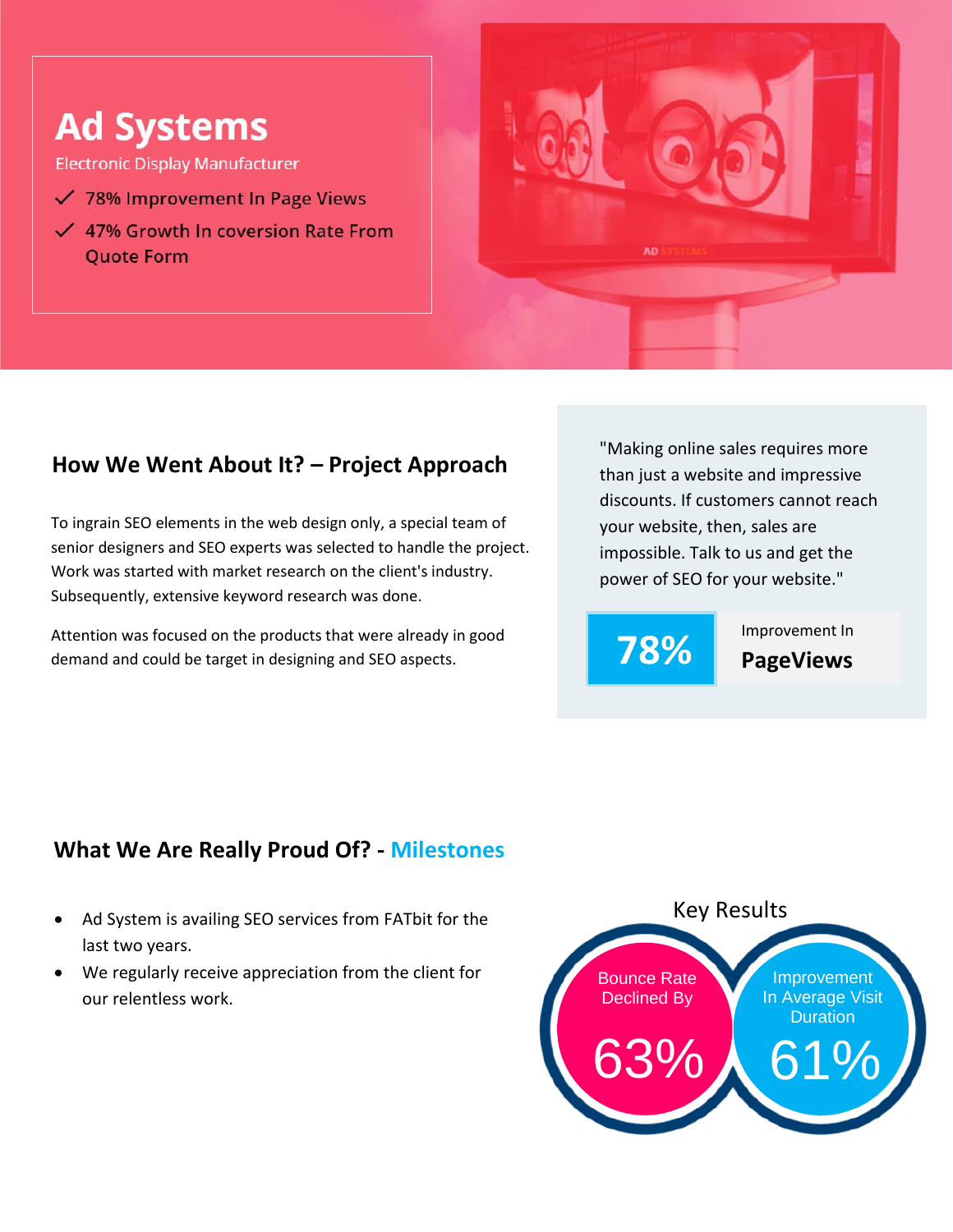# Ad Systems

Electronic Display Manufacturer

- ✓ 78% Improvement In Page Views
- ✓ 47% Growth In coversion Rate From Quote Form

## How We Went About It? – Project Approach

To ingrain SEO elements in the web design only, a special team of senior designers and SEO experts was selected to handle the project. Work was started with market research on the client's industry. Subsequently, extensive keyword research was done.

Attention was focused on the products that were already in good demand and could be target in designing and SEO aspects.

"Making online sales requires more than just a website and impressive discounts. If customers cannot reach your website, then, sales are impossible. Talk to us and get the power of SEO for your website."

**78%** Improvement In **PageViews**

## What We Are Really Proud Of? - Milestones

- Ad System is availing SEO services from FATbit for the last two years.
- We regularly receive appreciation from the client for our relentless work.

Key Results

Bounce Rate Declined By 63%

Improvement In Average Visit Duration 61%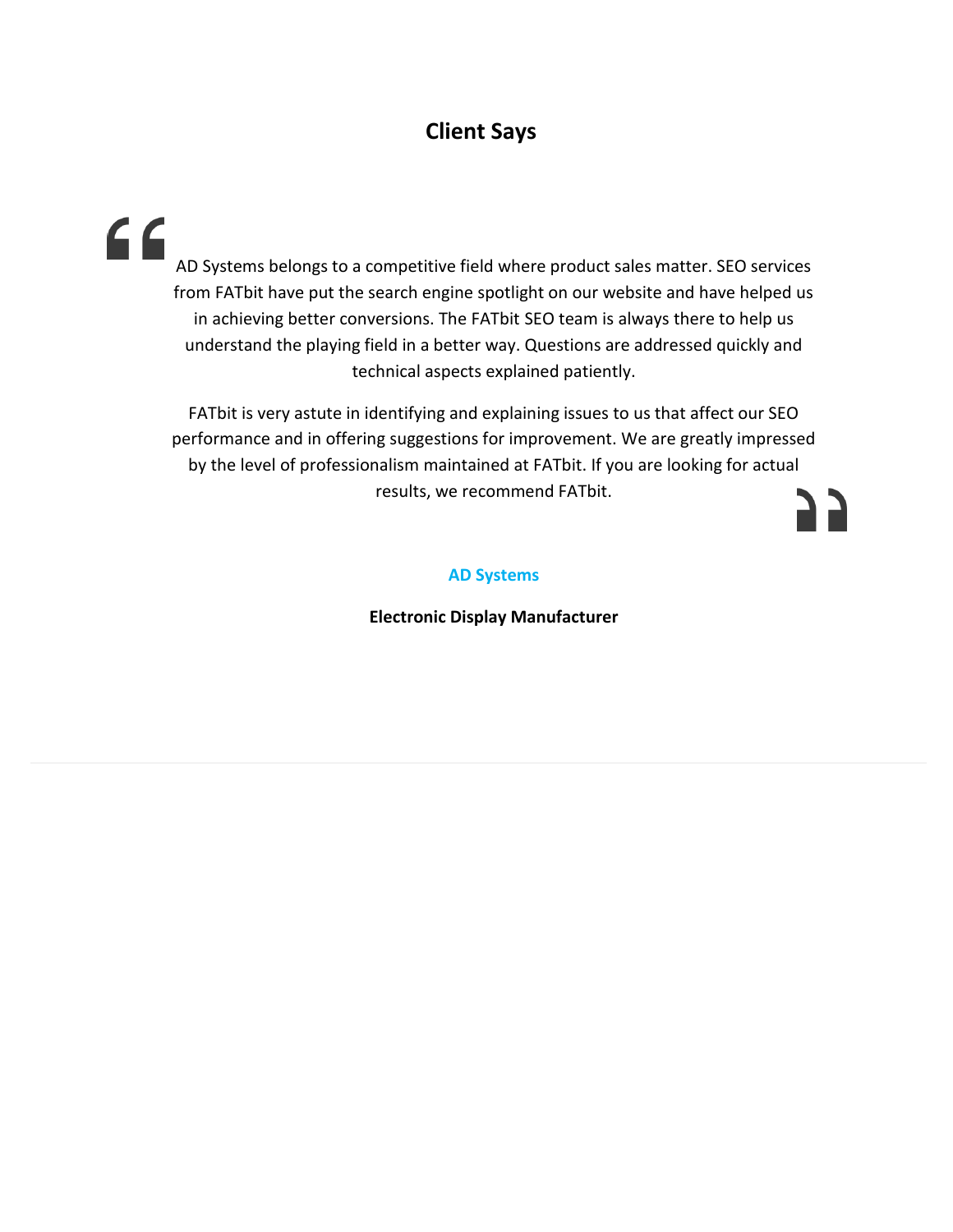## Client Says

AD Systems belongs to a competitive field where product sales matter. SEO services from FATbit have put the search engine spotlight on our website and have helped us in achieving better conversions. The FATbit SEO team is always there to help us understand the playing field in a better way. Questions are addressed quickly and technical aspects explained patiently.

FATbit is very astute in identifying and explaining issues to us that affect our SEO performance and in offering suggestions for improvement. We are greatly impressed by the level of professionalism maintained at FATbit. If you are looking for actual results, we recommend FATbit.

**AD Systems**

**Electronic Display Manufacturer**